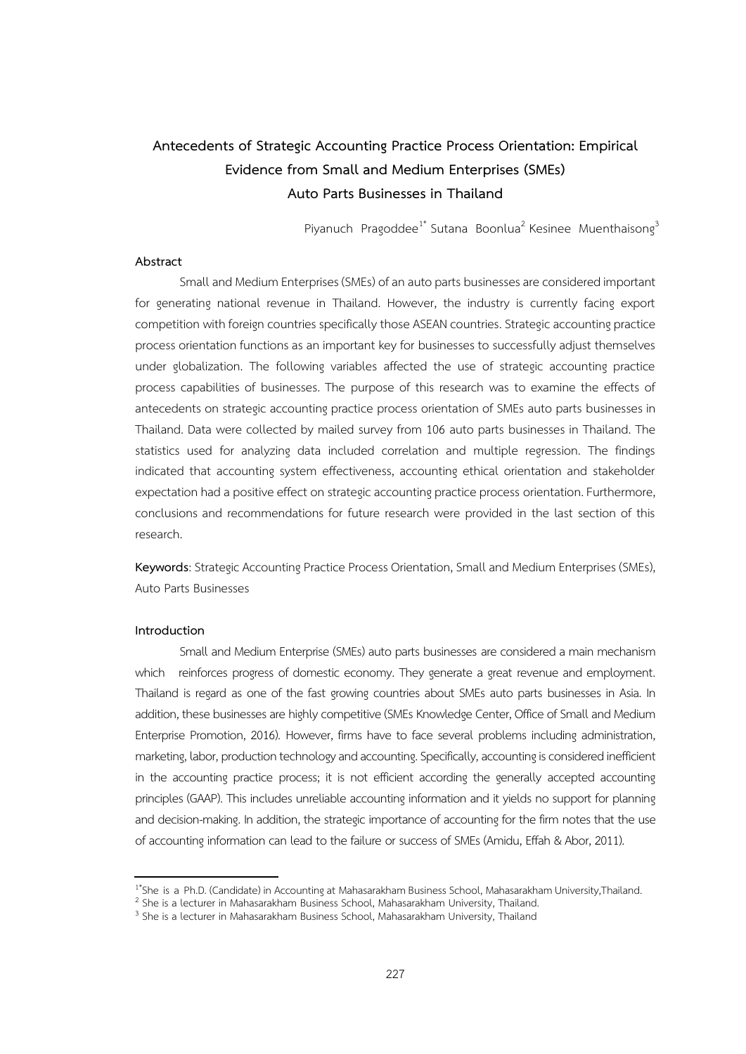# Antecedents of Strategic Accounting Practice Process Orientation: Empirical Evidence from Small and Medium Enterprises (SMEs) Auto Parts Businesses in Thailand

Piyanuch Pragoddee[1*] Sutana Boonlua[2] Kesinee Muenthaisong[3]

## Abstract

Small and Medium Enterprises (SMEs) of an auto parts businesses are considered important for generating national revenue in Thailand. However, the industry is currently facing export competition with foreign countries specifically those ASEAN countries. Strategic accounting practice process orientation functions as an important key for businesses to successfully adjust themselves under globalization. The following variables affected the use of strategic accounting practice process capabilities of businesses. The purpose of this research was to examine the effects of antecedents on strategic accounting practice process orientation of SMEs auto parts businesses in Thailand. Data were collected by mailed survey from 106 auto parts businesses in Thailand. The statistics used for analyzing data included correlation and multiple regression. The findings indicated that accounting system effectiveness, accounting ethical orientation and stakeholder expectation had a positive effect on strategic accounting practice process orientation. Furthermore, conclusions and recommendations for future research were provided in the last section of this research.

**Keywords**: Strategic Accounting Practice Process Orientation, Small and Medium Enterprises (SMEs), Auto Parts Businesses

## Introduction

Small and Medium Enterprise (SMEs) auto parts businesses are considered a main mechanism which reinforces progress of domestic economy. They generate a great revenue and employment. Thailand is regard as one of the fast growing countries about SMEs auto parts businesses in Asia. In addition, these businesses are highly competitive (SMEs Knowledge Center, Office of Small and Medium Enterprise Promotion, 2016). However, firms have to face several problems including administration, marketing, labor, production technology and accounting. Specifically, accounting is considered inefficient in the accounting practice process; it is not efficient according the generally accepted accounting principles (GAAP). This includes unreliable accounting information and it yields no support for planning and decision-making. In addition, the strategic importance of accounting for the firm notes that the use of accounting information can lead to the failure or success of SMEs (Amidu, Effah & Abor, 2011).

---

[1*] She is a Ph.D. (Candidate) in Accounting at Mahasarakham Business School, Mahasarakham University,Thailand.

[2] She is a lecturer in Mahasarakham Business School, Mahasarakham University, Thailand.

[3] She is a lecturer in Mahasarakham Business School, Mahasarakham University, Thailand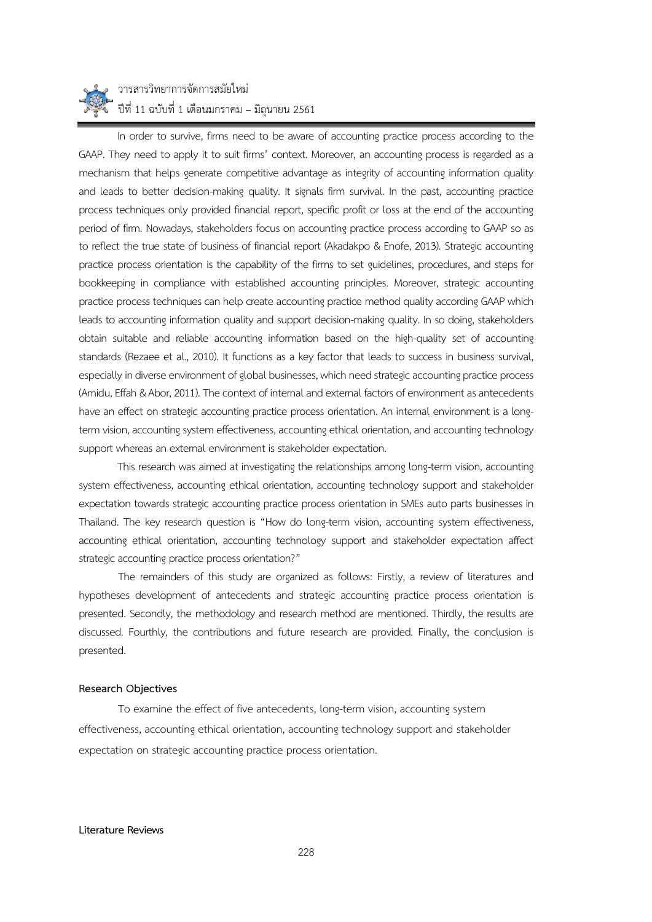In order to survive, firms need to be aware of accounting practice process according to the GAAP. They need to apply it to suit firms' context. Moreover, an accounting process is regarded as a mechanism that helps generate competitive advantage as integrity of accounting information quality and leads to better decision-making quality. It signals firm survival. In the past, accounting practice process techniques only provided financial report, specific profit or loss at the end of the accounting period of firm. Nowadays, stakeholders focus on accounting practice process according to GAAP so as to reflect the true state of business of financial report (Akadakpo & Enofe, 2013). Strategic accounting practice process orientation is the capability of the firms to set guidelines, procedures, and steps for bookkeeping in compliance with established accounting principles. Moreover, strategic accounting practice process techniques can help create accounting practice method quality according GAAP which leads to accounting information quality and support decision-making quality. In so doing, stakeholders obtain suitable and reliable accounting information based on the high-quality set of accounting standards (Rezaee et al., 2010). It functions as a key factor that leads to success in business survival, especially in diverse environment of global businesses, which need strategic accounting practice process (Amidu, Effah & Abor, 2011). The context of internal and external factors of environment as antecedents have an effect on strategic accounting practice process orientation. An internal environment is a long-term vision, accounting system effectiveness, accounting ethical orientation, and accounting technology support whereas an external environment is stakeholder expectation.

This research was aimed at investigating the relationships among long-term vision, accounting system effectiveness, accounting ethical orientation, accounting technology support and stakeholder expectation towards strategic accounting practice process orientation in SMEs auto parts businesses in Thailand. The key research question is "How do long-term vision, accounting system effectiveness, accounting ethical orientation, accounting technology support and stakeholder expectation affect strategic accounting practice process orientation?"

The remainders of this study are organized as follows: Firstly, a review of literatures and hypotheses development of antecedents and strategic accounting practice process orientation is presented. Secondly, the methodology and research method are mentioned. Thirdly, the results are discussed. Fourthly, the contributions and future research are provided. Finally, the conclusion is presented.

**Research Objectives**

To examine the effect of five antecedents, long-term vision, accounting system effectiveness, accounting ethical orientation, accounting technology support and stakeholder expectation on strategic accounting practice process orientation.

**Literature Reviews**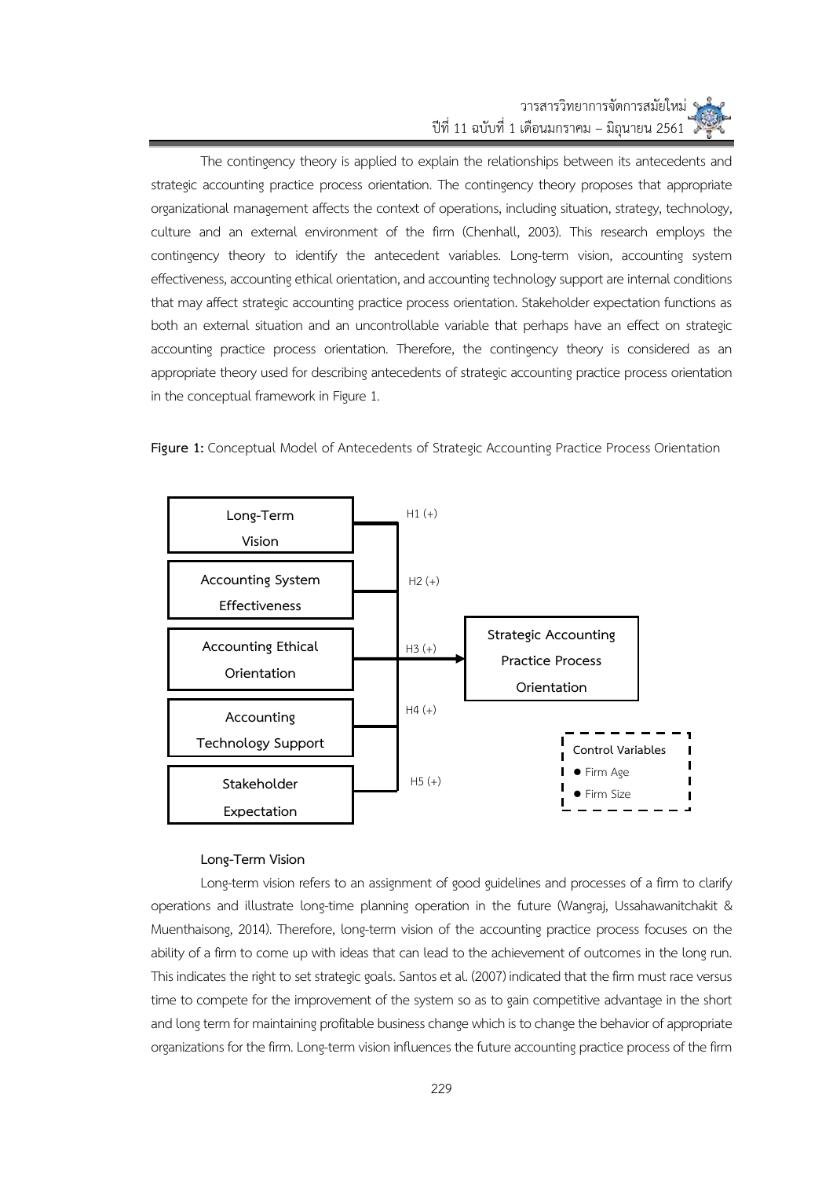The contingency theory is applied to explain the relationships between its antecedents and strategic accounting practice process orientation. The contingency theory proposes that appropriate organizational management affects the context of operations, including situation, strategy, technology, culture and an external environment of the firm (Chenhall, 2003). This research employs the contingency theory to identify the antecedent variables. Long-term vision, accounting system effectiveness, accounting ethical orientation, and accounting technology support are internal conditions that may affect strategic accounting practice process orientation. Stakeholder expectation functions as both an external situation and an uncontrollable variable that perhaps have an effect on strategic accounting practice process orientation. Therefore, the contingency theory is considered as an appropriate theory used for describing antecedents of strategic accounting practice process orientation in the conceptual framework in Figure 1.

**Figure 1:** Conceptual Model of Antecedents of Strategic Accounting Practice Process Orientation

Long-Term Vision — H1 (+)
Accounting System Effectiveness — H2 (+)
Accounting Ethical Orientation — H3 (+)
Accounting Technology Support — H4 (+)
Stakeholder Expectation — H5 (+)
→ Strategic Accounting Practice Process Orientation

Control Variables
- Firm Age
- Firm Size

**Long-Term Vision**

Long-term vision refers to an assignment of good guidelines and processes of a firm to clarify operations and illustrate long-time planning operation in the future (Wangraj, Ussahawanitchakit & Muenthaisong, 2014). Therefore, long-term vision of the accounting practice process focuses on the ability of a firm to come up with ideas that can lead to the achievement of outcomes in the long run. This indicates the right to set strategic goals. Santos et al. (2007) indicated that the firm must race versus time to compete for the improvement of the system so as to gain competitive advantage in the short and long term for maintaining profitable business change which is to change the behavior of appropriate organizations for the firm. Long-term vision influences the future accounting practice process of the firm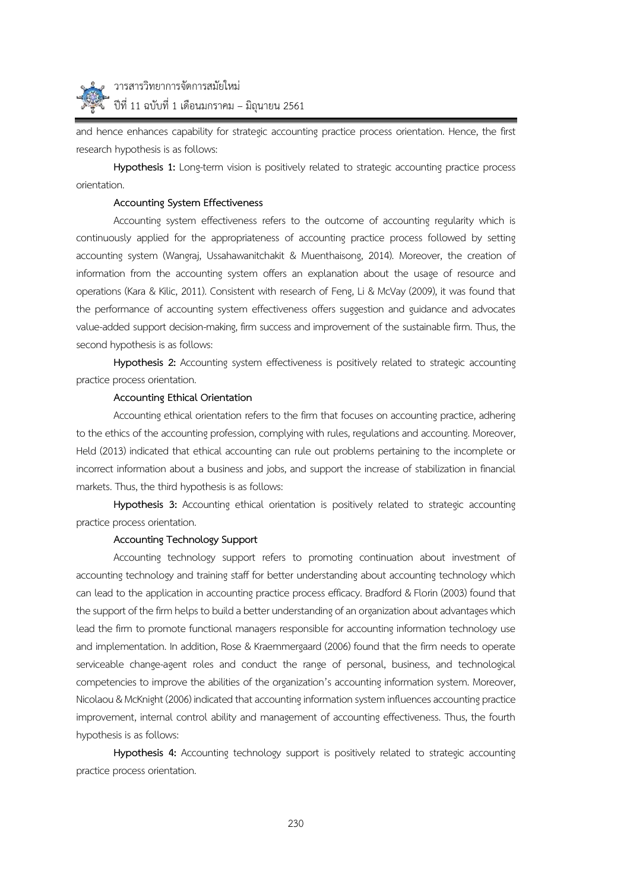and hence enhances capability for strategic accounting practice process orientation. Hence, the first research hypothesis is as follows:

**Hypothesis 1:** Long-term vision is positively related to strategic accounting practice process orientation.

**Accounting System Effectiveness**

Accounting system effectiveness refers to the outcome of accounting regularity which is continuously applied for the appropriateness of accounting practice process followed by setting accounting system (Wangraj, Ussahawanitchakit & Muenthaisong, 2014). Moreover, the creation of information from the accounting system offers an explanation about the usage of resource and operations (Kara & Kilic, 2011). Consistent with research of Feng, Li & McVay (2009), it was found that the performance of accounting system effectiveness offers suggestion and guidance and advocates value-added support decision-making, firm success and improvement of the sustainable firm. Thus, the second hypothesis is as follows:

**Hypothesis 2:** Accounting system effectiveness is positively related to strategic accounting practice process orientation.

**Accounting Ethical Orientation**

Accounting ethical orientation refers to the firm that focuses on accounting practice, adhering to the ethics of the accounting profession, complying with rules, regulations and accounting. Moreover, Held (2013) indicated that ethical accounting can rule out problems pertaining to the incomplete or incorrect information about a business and jobs, and support the increase of stabilization in financial markets. Thus, the third hypothesis is as follows:

**Hypothesis 3:** Accounting ethical orientation is positively related to strategic accounting practice process orientation.

**Accounting Technology Support**

Accounting technology support refers to promoting continuation about investment of accounting technology and training staff for better understanding about accounting technology which can lead to the application in accounting practice process efficacy. Bradford & Florin (2003) found that the support of the firm helps to build a better understanding of an organization about advantages which lead the firm to promote functional managers responsible for accounting information technology use and implementation. In addition, Rose & Kraemmergaard (2006) found that the firm needs to operate serviceable change-agent roles and conduct the range of personal, business, and technological competencies to improve the abilities of the organization's accounting information system. Moreover, Nicolaou & McKnight (2006) indicated that accounting information system influences accounting practice improvement, internal control ability and management of accounting effectiveness. Thus, the fourth hypothesis is as follows:

**Hypothesis 4:** Accounting technology support is positively related to strategic accounting practice process orientation.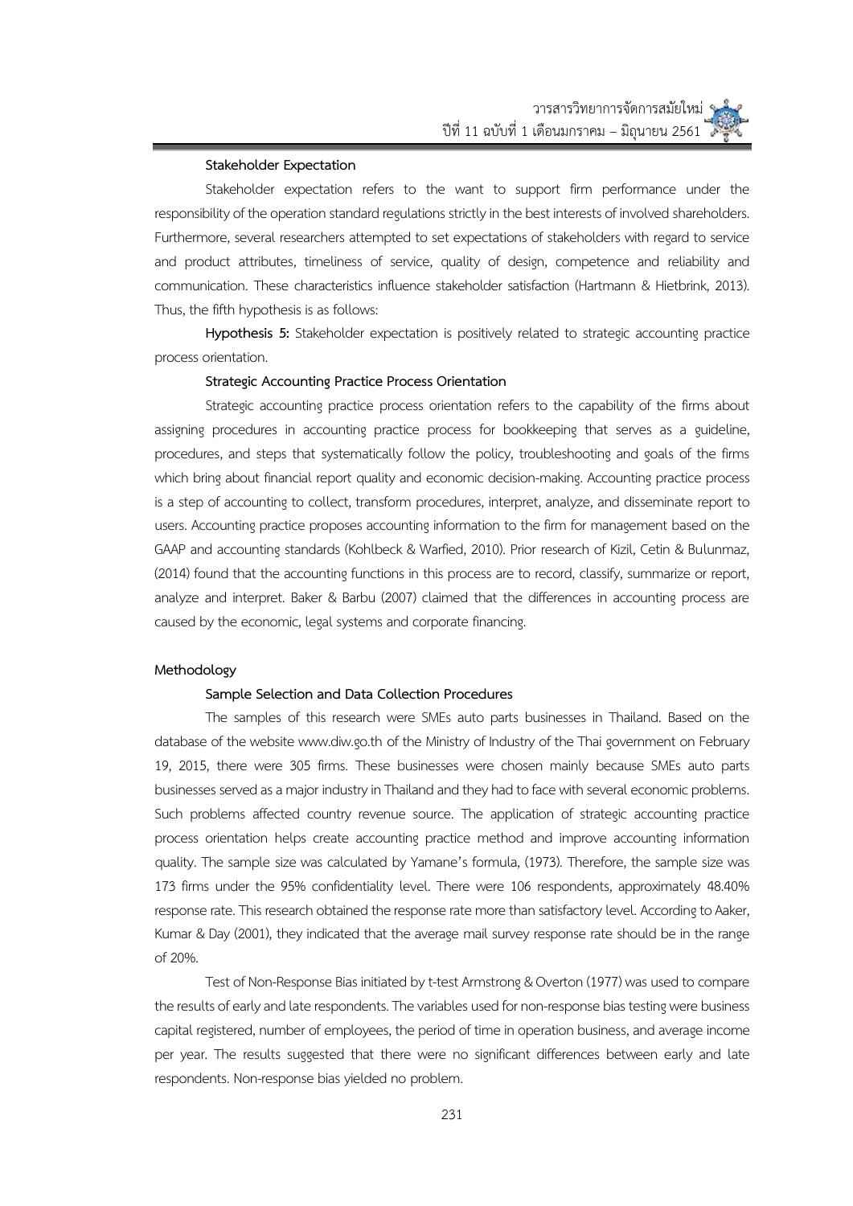### Stakeholder Expectation

Stakeholder expectation refers to the want to support firm performance under the responsibility of the operation standard regulations strictly in the best interests of involved shareholders. Furthermore, several researchers attempted to set expectations of stakeholders with regard to service and product attributes, timeliness of service, quality of design, competence and reliability and communication. These characteristics influence stakeholder satisfaction (Hartmann & Hietbrink, 2013). Thus, the fifth hypothesis is as follows:

**Hypothesis 5:** Stakeholder expectation is positively related to strategic accounting practice process orientation.

### Strategic Accounting Practice Process Orientation

Strategic accounting practice process orientation refers to the capability of the firms about assigning procedures in accounting practice process for bookkeeping that serves as a guideline, procedures, and steps that systematically follow the policy, troubleshooting and goals of the firms which bring about financial report quality and economic decision-making. Accounting practice process is a step of accounting to collect, transform procedures, interpret, analyze, and disseminate report to users. Accounting practice proposes accounting information to the firm for management based on the GAAP and accounting standards (Kohlbeck & Warfied, 2010). Prior research of Kizil, Cetin & Bulunmaz, (2014) found that the accounting functions in this process are to record, classify, summarize or report, analyze and interpret. Baker & Barbu (2007) claimed that the differences in accounting process are caused by the economic, legal systems and corporate financing.

## Methodology

### Sample Selection and Data Collection Procedures

The samples of this research were SMEs auto parts businesses in Thailand. Based on the database of the website www.diw.go.th of the Ministry of Industry of the Thai government on February 19, 2015, there were 305 firms. These businesses were chosen mainly because SMEs auto parts businesses served as a major industry in Thailand and they had to face with several economic problems. Such problems affected country revenue source. The application of strategic accounting practice process orientation helps create accounting practice method and improve accounting information quality. The sample size was calculated by Yamane's formula, (1973). Therefore, the sample size was 173 firms under the 95% confidentiality level. There were 106 respondents, approximately 48.40% response rate. This research obtained the response rate more than satisfactory level. According to Aaker, Kumar & Day (2001), they indicated that the average mail survey response rate should be in the range of 20%.

Test of Non-Response Bias initiated by t-test Armstrong & Overton (1977) was used to compare the results of early and late respondents. The variables used for non-response bias testing were business capital registered, number of employees, the period of time in operation business, and average income per year. The results suggested that there were no significant differences between early and late respondents. Non-response bias yielded no problem.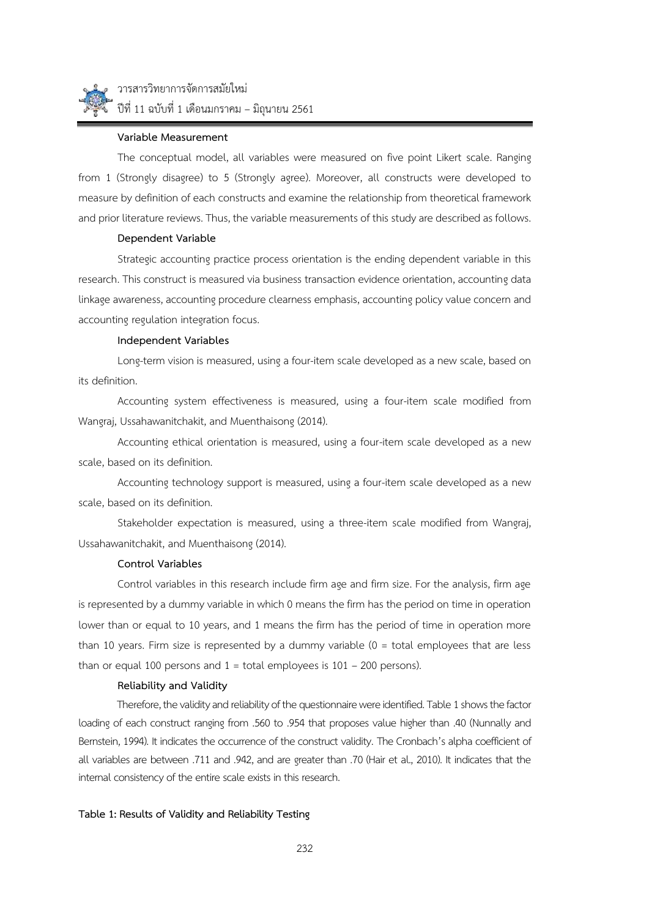### Variable Measurement

The conceptual model, all variables were measured on five point Likert scale. Ranging from 1 (Strongly disagree) to 5 (Strongly agree). Moreover, all constructs were developed to measure by definition of each constructs and examine the relationship from theoretical framework and prior literature reviews. Thus, the variable measurements of this study are described as follows.

### Dependent Variable

Strategic accounting practice process orientation is the ending dependent variable in this research. This construct is measured via business transaction evidence orientation, accounting data linkage awareness, accounting procedure clearness emphasis, accounting policy value concern and accounting regulation integration focus.

### Independent Variables

Long-term vision is measured, using a four-item scale developed as a new scale, based on its definition.

Accounting system effectiveness is measured, using a four-item scale modified from Wangraj, Ussahawanitchakit, and Muenthaisong (2014).

Accounting ethical orientation is measured, using a four-item scale developed as a new scale, based on its definition.

Accounting technology support is measured, using a four-item scale developed as a new scale, based on its definition.

Stakeholder expectation is measured, using a three-item scale modified from Wangraj, Ussahawanitchakit, and Muenthaisong (2014).

### Control Variables

Control variables in this research include firm age and firm size. For the analysis, firm age is represented by a dummy variable in which 0 means the firm has the period on time in operation lower than or equal to 10 years, and 1 means the firm has the period of time in operation more than 10 years. Firm size is represented by a dummy variable (0 = total employees that are less than or equal 100 persons and 1 = total employees is 101 – 200 persons).

### Reliability and Validity

Therefore, the validity and reliability of the questionnaire were identified. Table 1 shows the factor loading of each construct ranging from .560 to .954 that proposes value higher than .40 (Nunnally and Bernstein, 1994). It indicates the occurrence of the construct validity. The Cronbach's alpha coefficient of all variables are between .711 and .942, and are greater than .70 (Hair et al., 2010). It indicates that the internal consistency of the entire scale exists in this research.

**Table 1: Results of Validity and Reliability Testing**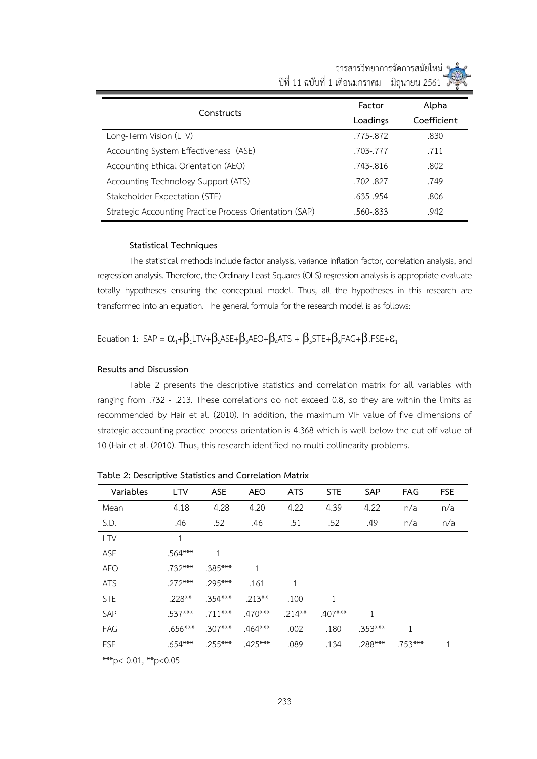| Constructs | Factor Loadings | Alpha Coefficient |
|---|---|---|
| Long-Term Vision (LTV) | .775-.872 | .830 |
| Accounting System Effectiveness (ASE) | .703-.777 | .711 |
| Accounting Ethical Orientation (AEO) | .743-.816 | .802 |
| Accounting Technology Support (ATS) | .702-.827 | .749 |
| Stakeholder Expectation (STE) | .635-.954 | .806 |
| Strategic Accounting Practice Process Orientation (SAP) | .560-.833 | .942 |

### Statistical Techniques

The statistical methods include factor analysis, variance inflation factor, correlation analysis, and regression analysis. Therefore, the Ordinary Least Squares (OLS) regression analysis is appropriate evaluate totally hypotheses ensuring the conceptual model. Thus, all the hypotheses in this research are transformed into an equation. The general formula for the research model is as follows:

Equation 1: $SAP = \alpha_1+\beta_1 LTV+\beta_2 ASE+\beta_3 AEO+\beta_4 ATS + \beta_5 STE+\beta_6 FAG+\beta_7 FSE+\varepsilon_1$

## Results and Discussion

Table 2 presents the descriptive statistics and correlation matrix for all variables with ranging from .732 - .213. These correlations do not exceed 0.8, so they are within the limits as recommended by Hair et al. (2010). In addition, the maximum VIF value of five dimensions of strategic accounting practice process orientation is 4.368 which is well below the cut-off value of 10 (Hair et al. (2010). Thus, this research identified no multi-collinearity problems.

**Table 2: Descriptive Statistics and Correlation Matrix**

| Variables | LTV | ASE | AEO | ATS | STE | SAP | FAG | FSE |
|---|---|---|---|---|---|---|---|---|
| Mean | 4.18 | 4.28 | 4.20 | 4.22 | 4.39 | 4.22 | n/a | n/a |
| S.D. | .46 | .52 | .46 | .51 | .52 | .49 | n/a | n/a |
| LTV | 1 | | | | | | | |
| ASE | .564*** | 1 | | | | | | |
| AEO | .732*** | .385*** | 1 | | | | | |
| ATS | .272*** | .295*** | .161 | 1 | | | | |
| STE | .228** | .354*** | .213** | .100 | 1 | | | |
| SAP | .537*** | .711*** | .470*** | .214** | .407*** | 1 | | |
| FAG | .656*** | .307*** | .464*** | .002 | .180 | .353*** | 1 | |
| FSE | .654*** | .255*** | .425*** | .089 | .134 | .288*** | .753*** | 1 |

***p< 0.01, **p<0.05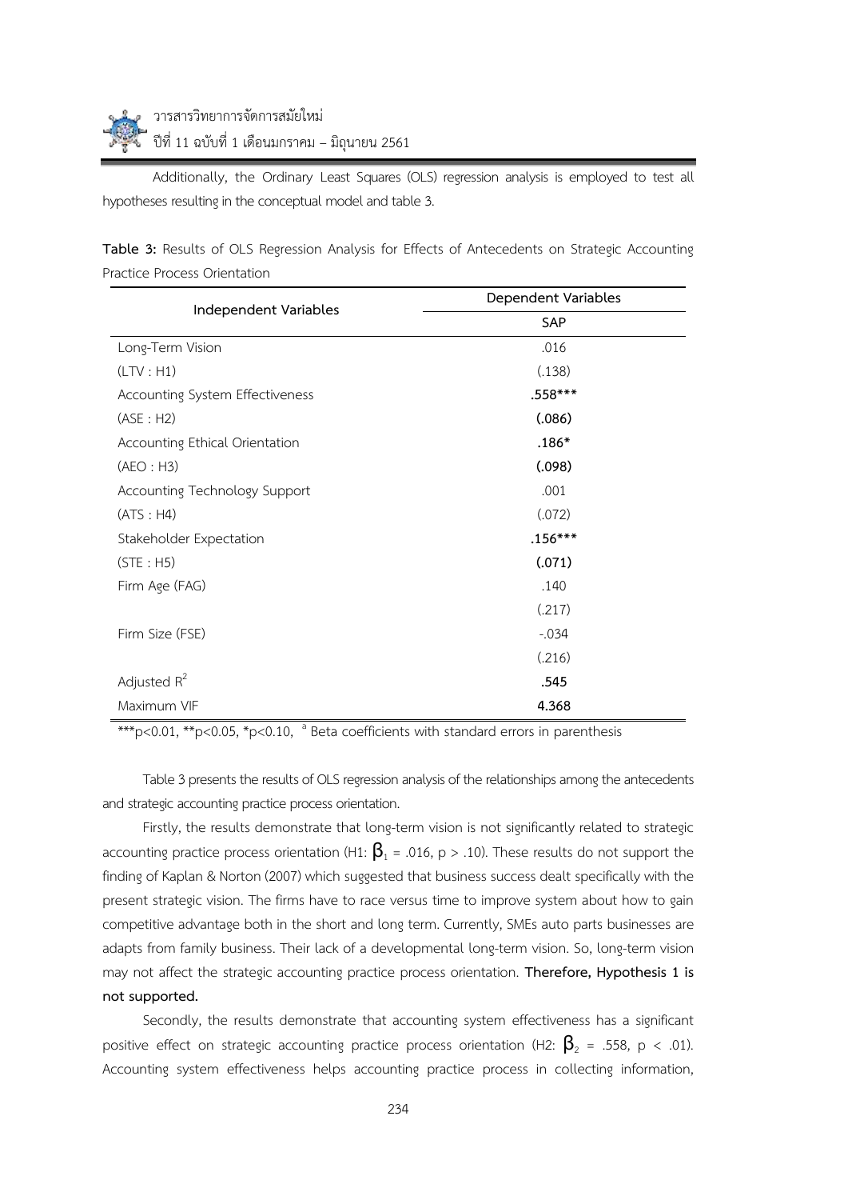Additionally, the Ordinary Least Squares (OLS) regression analysis is employed to test all hypotheses resulting in the conceptual model and table 3.

**Table 3:** Results of OLS Regression Analysis for Effects of Antecedents on Strategic Accounting Practice Process Orientation

| Independent Variables | Dependent Variables |
|---|---|
| | SAP |
| Long-Term Vision | .016 |
| (LTV : H1) | (.138) |
| Accounting System Effectiveness | **.558*** ** |
| (ASE : H2) | **(.086)** |
| Accounting Ethical Orientation | **.186*** |
| (AEO : H3) | **(.098)** |
| Accounting Technology Support | .001 |
| (ATS : H4) | (.072) |
| Stakeholder Expectation | **.156*** ** |
| (STE : H5) | **(.071)** |
| Firm Age (FAG) | .140 |
| | (.217) |
| Firm Size (FSE) | -.034 |
| | (.216) |
| Adjusted $R^2$ | **.545** |
| Maximum VIF | **4.368** |

***p<0.01, **p<0.05, *p<0.10, [a] Beta coefficients with standard errors in parenthesis

Table 3 presents the results of OLS regression analysis of the relationships among the antecedents and strategic accounting practice process orientation.

Firstly, the results demonstrate that long-term vision is not significantly related to strategic accounting practice process orientation (H1: $\beta_1$ = .016, $p > .10$). These results do not support the finding of Kaplan & Norton (2007) which suggested that business success dealt specifically with the present strategic vision. The firms have to race versus time to improve system about how to gain competitive advantage both in the short and long term. Currently, SMEs auto parts businesses are adapts from family business. Their lack of a developmental long-term vision. So, long-term vision may not affect the strategic accounting practice process orientation. **Therefore, Hypothesis 1 is not supported.**

Secondly, the results demonstrate that accounting system effectiveness has a significant positive effect on strategic accounting practice process orientation (H2: $\beta_2$ = .558, $p < .01$). Accounting system effectiveness helps accounting practice process in collecting information,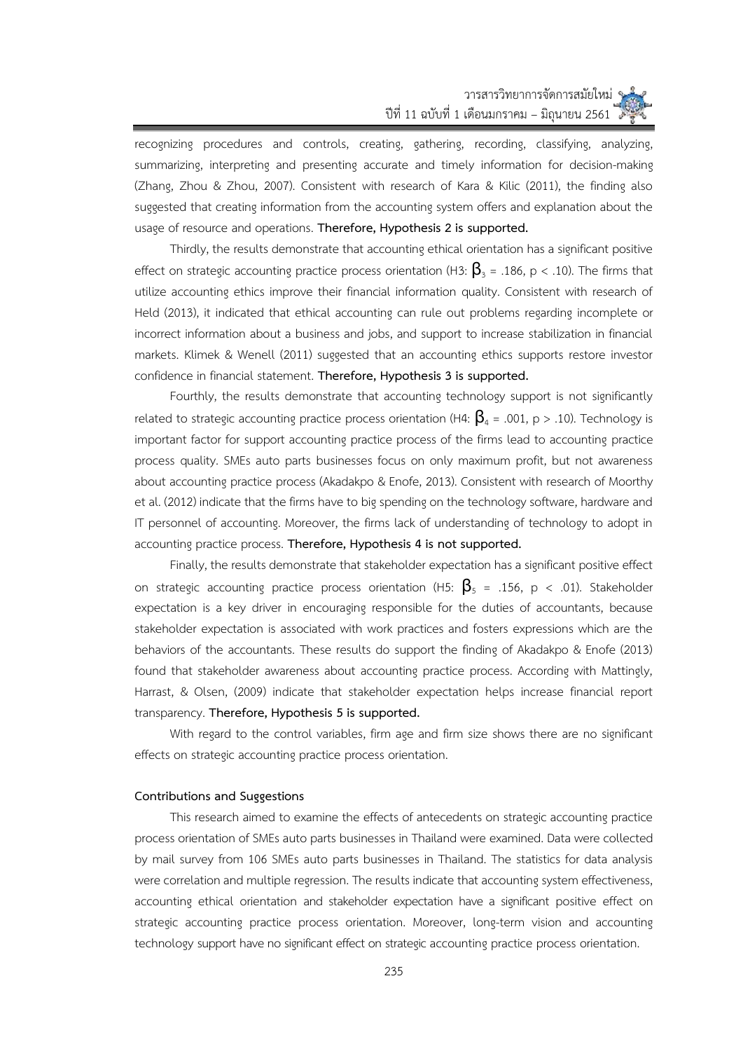recognizing procedures and controls, creating, gathering, recording, classifying, analyzing, summarizing, interpreting and presenting accurate and timely information for decision-making (Zhang, Zhou & Zhou, 2007). Consistent with research of Kara & Kilic (2011), the finding also suggested that creating information from the accounting system offers and explanation about the usage of resource and operations. **Therefore, Hypothesis 2 is supported.**

Thirdly, the results demonstrate that accounting ethical orientation has a significant positive effect on strategic accounting practice process orientation (H3: $\beta_3$ = .186, $p < .10$). The firms that utilize accounting ethics improve their financial information quality. Consistent with research of Held (2013), it indicated that ethical accounting can rule out problems regarding incomplete or incorrect information about a business and jobs, and support to increase stabilization in financial markets. Klimek & Wenell (2011) suggested that an accounting ethics supports restore investor confidence in financial statement. **Therefore, Hypothesis 3 is supported.**

Fourthly, the results demonstrate that accounting technology support is not significantly related to strategic accounting practice process orientation (H4: $\beta_4$ = .001, $p > .10$). Technology is important factor for support accounting practice process of the firms lead to accounting practice process quality. SMEs auto parts businesses focus on only maximum profit, but not awareness about accounting practice process (Akadakpo & Enofe, 2013). Consistent with research of Moorthy et al. (2012) indicate that the firms have to big spending on the technology software, hardware and IT personnel of accounting. Moreover, the firms lack of understanding of technology to adopt in accounting practice process. **Therefore, Hypothesis 4 is not supported.**

Finally, the results demonstrate that stakeholder expectation has a significant positive effect on strategic accounting practice process orientation (H5: $\beta_5$ = .156, $p < .01$). Stakeholder expectation is a key driver in encouraging responsible for the duties of accountants, because stakeholder expectation is associated with work practices and fosters expressions which are the behaviors of the accountants. These results do support the finding of Akadakpo & Enofe (2013) found that stakeholder awareness about accounting practice process. According with Mattingly, Harrast, & Olsen, (2009) indicate that stakeholder expectation helps increase financial report transparency. **Therefore, Hypothesis 5 is supported.**

With regard to the control variables, firm age and firm size shows there are no significant effects on strategic accounting practice process orientation.

**Contributions and Suggestions**

This research aimed to examine the effects of antecedents on strategic accounting practice process orientation of SMEs auto parts businesses in Thailand were examined. Data were collected by mail survey from 106 SMEs auto parts businesses in Thailand. The statistics for data analysis were correlation and multiple regression. The results indicate that accounting system effectiveness, accounting ethical orientation and stakeholder expectation have a significant positive effect on strategic accounting practice process orientation. Moreover, long-term vision and accounting technology support have no significant effect on strategic accounting practice process orientation.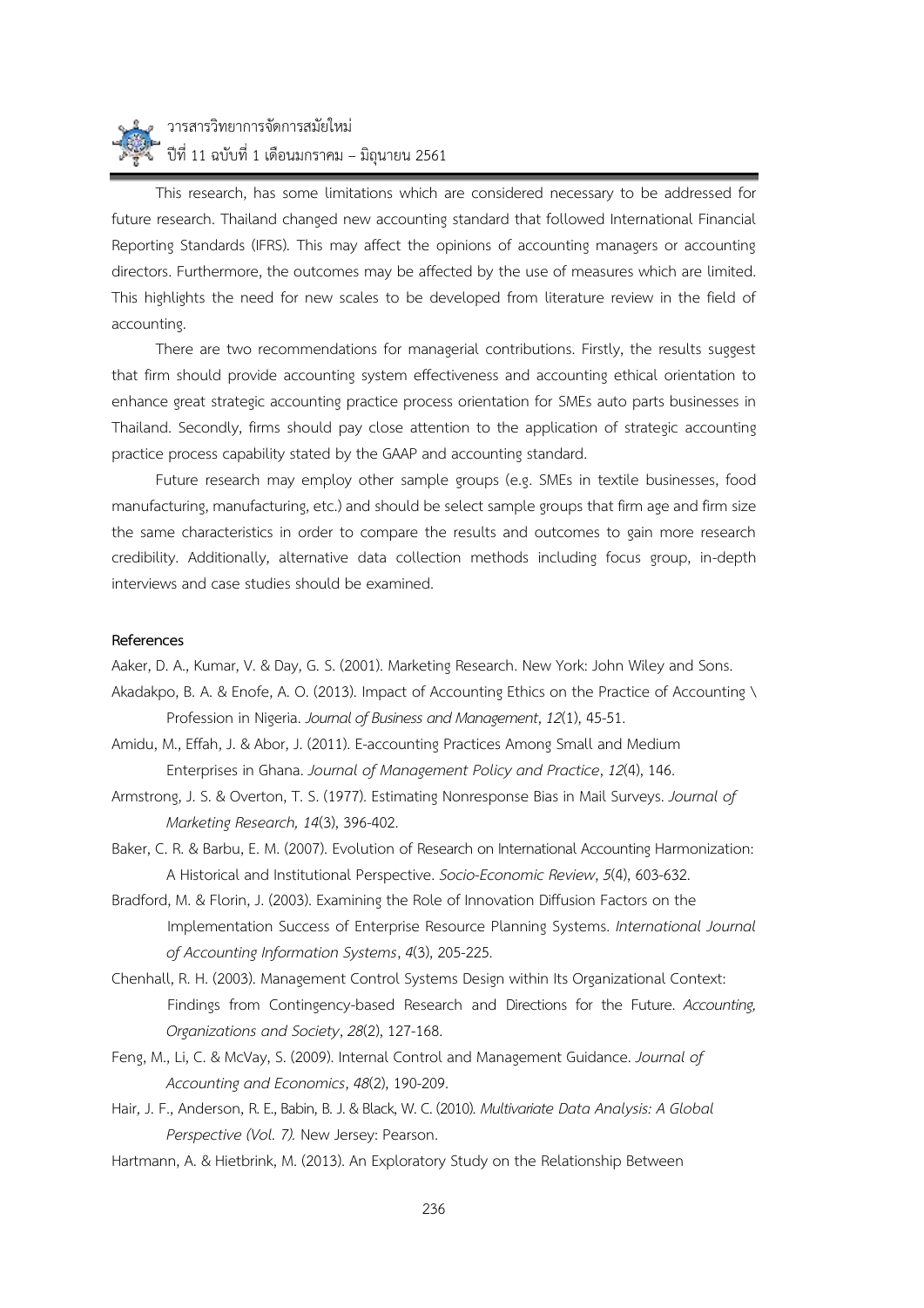This research, has some limitations which are considered necessary to be addressed for future research. Thailand changed new accounting standard that followed International Financial Reporting Standards (IFRS). This may affect the opinions of accounting managers or accounting directors. Furthermore, the outcomes may be affected by the use of measures which are limited. This highlights the need for new scales to be developed from literature review in the field of accounting.

There are two recommendations for managerial contributions. Firstly, the results suggest that firm should provide accounting system effectiveness and accounting ethical orientation to enhance great strategic accounting practice process orientation for SMEs auto parts businesses in Thailand. Secondly, firms should pay close attention to the application of strategic accounting practice process capability stated by the GAAP and accounting standard.

Future research may employ other sample groups (e.g. SMEs in textile businesses, food manufacturing, manufacturing, etc.) and should be select sample groups that firm age and firm size the same characteristics in order to compare the results and outcomes to gain more research credibility. Additionally, alternative data collection methods including focus group, in-depth interviews and case studies should be examined.

**References**

Aaker, D. A., Kumar, V. & Day, G. S. (2001). Marketing Research. New York: John Wiley and Sons.

Akadakpo, B. A. & Enofe, A. O. (2013). Impact of Accounting Ethics on the Practice of Accounting \ Profession in Nigeria. *Journal of Business and Management*, *12*(1), 45-51.

Amidu, M., Effah, J. & Abor, J. (2011). E-accounting Practices Among Small and Medium Enterprises in Ghana. *Journal of Management Policy and Practice*, *12*(4), 146.

Armstrong, J. S. & Overton, T. S. (1977). Estimating Nonresponse Bias in Mail Surveys. *Journal of Marketing Research, 14*(3), 396-402.

Baker, C. R. & Barbu, E. M. (2007). Evolution of Research on International Accounting Harmonization: A Historical and Institutional Perspective. *Socio-Economic Review*, *5*(4), 603-632.

Bradford, M. & Florin, J. (2003). Examining the Role of Innovation Diffusion Factors on the Implementation Success of Enterprise Resource Planning Systems. *International Journal of Accounting Information Systems*, *4*(3), 205-225.

Chenhall, R. H. (2003). Management Control Systems Design within Its Organizational Context: Findings from Contingency-based Research and Directions for the Future. *Accounting, Organizations and Society*, *28*(2), 127-168.

Feng, M., Li, C. & McVay, S. (2009). Internal Control and Management Guidance. *Journal of Accounting and Economics*, *48*(2), 190-209.

Hair, J. F., Anderson, R. E., Babin, B. J. & Black, W. C. (2010). *Multivariate Data Analysis: A Global Perspective (Vol. 7).* New Jersey: Pearson.

Hartmann, A. & Hietbrink, M. (2013). An Exploratory Study on the Relationship Between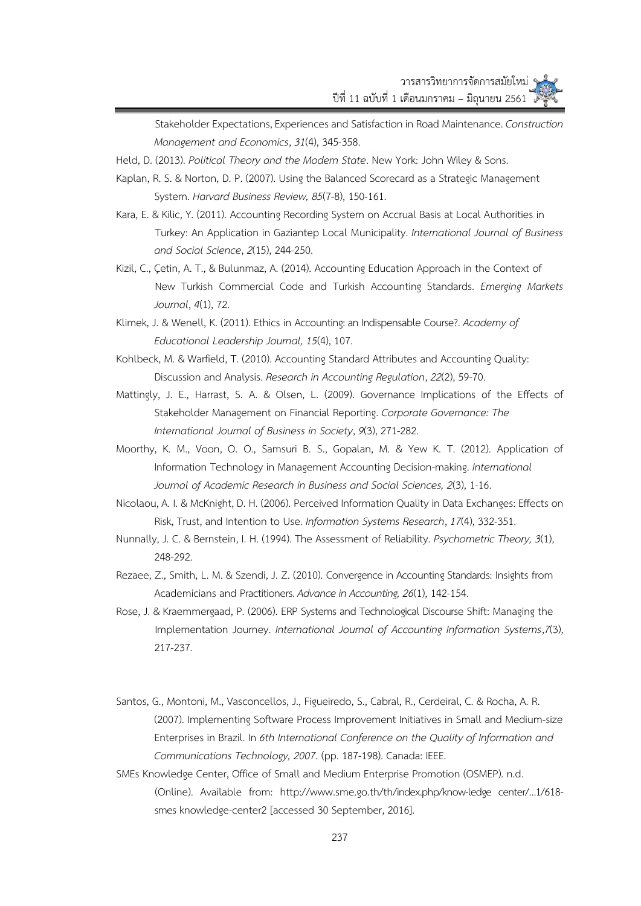Stakeholder Expectations, Experiences and Satisfaction in Road Maintenance. *Construction Management and Economics*, *31*(4), 345-358.

Held, D. (2013). *Political Theory and the Modern State*. New York: John Wiley & Sons.

Kaplan, R. S. & Norton, D. P. (2007). Using the Balanced Scorecard as a Strategic Management System. *Harvard Business Review, 85*(7-8), 150-161.

Kara, E. & Kilic, Y. (2011). Accounting Recording System on Accrual Basis at Local Authorities in Turkey: An Application in Gaziantep Local Municipality. *International Journal of Business and Social Science*, *2*(15), 244-250.

Kizil, C., Çetin, A. T., & Bulunmaz, A. (2014). Accounting Education Approach in the Context of New Turkish Commercial Code and Turkish Accounting Standards. *Emerging Markets Journal*, *4*(1), 72.

Klimek, J. & Wenell, K. (2011). Ethics in Accounting: an Indispensable Course?. *Academy of Educational Leadership Journal, 15*(4), 107.

Kohlbeck, M. & Warfield, T. (2010). Accounting Standard Attributes and Accounting Quality: Discussion and Analysis. *Research in Accounting Regulation*, *22*(2), 59-70.

Mattingly, J. E., Harrast, S. A. & Olsen, L. (2009). Governance Implications of the Effects of Stakeholder Management on Financial Reporting. *Corporate Governance: The International Journal of Business in Society*, *9*(3), 271-282.

Moorthy, K. M., Voon, O. O., Samsuri B. S., Gopalan, M. & Yew K. T. (2012). Application of Information Technology in Management Accounting Decision-making. *International Journal of Academic Research in Business and Social Sciences, 2*(3), 1-16.

Nicolaou, A. I. & McKnight, D. H. (2006). Perceived Information Quality in Data Exchanges: Effects on Risk, Trust, and Intention to Use. *Information Systems Research*, *17*(4), 332-351.

Nunnally, J. C. & Bernstein, I. H. (1994). The Assessment of Reliability. *Psychometric Theory, 3*(1), 248-292.

Rezaee, Z., Smith, L. M. & Szendi, J. Z. (2010). Convergence in Accounting Standards: Insights from Academicians and Practitioners. *Advance in Accounting, 26*(1), 142-154.

Rose, J. & Kraemmergaad, P. (2006). ERP Systems and Technological Discourse Shift: Managing the Implementation Journey. *International Journal of Accounting Information Systems*,*7*(3), 217-237.

Santos, G., Montoni, M., Vasconcellos, J., Figueiredo, S., Cabral, R., Cerdeiral, C. & Rocha, A. R. (2007). Implementing Software Process Improvement Initiatives in Small and Medium-size Enterprises in Brazil. In *6th International Conference on the Quality of Information and Communications Technology, 2007.* (pp. 187-198). Canada: IEEE.

SMEs Knowledge Center, Office of Small and Medium Enterprise Promotion (OSMEP). n.d. (Online). Available from: http://www.sme.go.th/th/index.php/know-ledge center/...1/618-smes knowledge-center2 [accessed 30 September, 2016].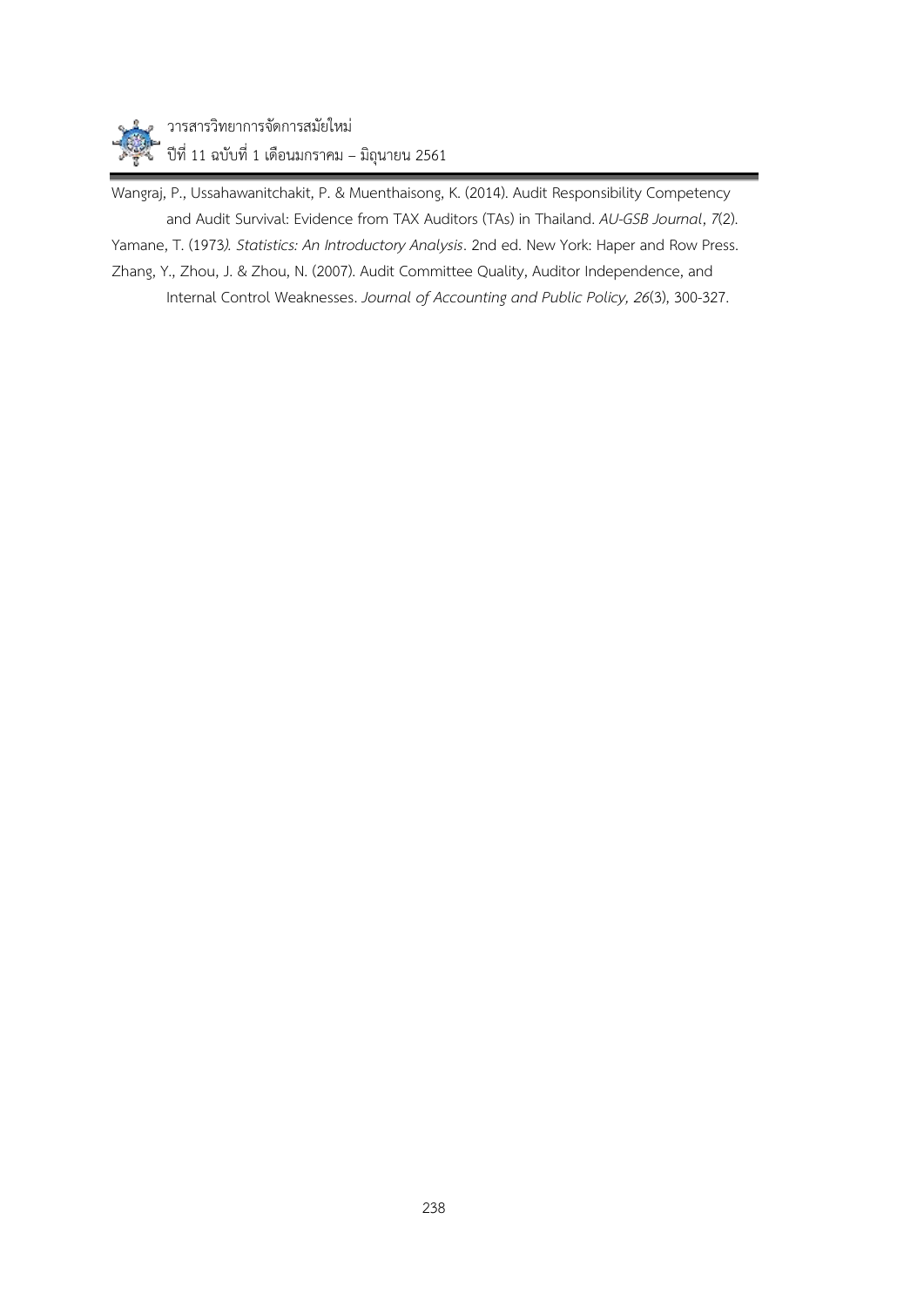Wangraj, P., Ussahawanitchakit, P. & Muenthaisong, K. (2014). Audit Responsibility Competency and Audit Survival: Evidence from TAX Auditors (TAs) in Thailand. *AU-GSB Journal*, *7*(2).

Yamane, T. (1973*). Statistics: An Introductory Analysis*. 2nd ed. New York: Haper and Row Press.

Zhang, Y., Zhou, J. & Zhou, N. (2007). Audit Committee Quality, Auditor Independence, and Internal Control Weaknesses. *Journal of Accounting and Public Policy, 26*(3), 300-327.